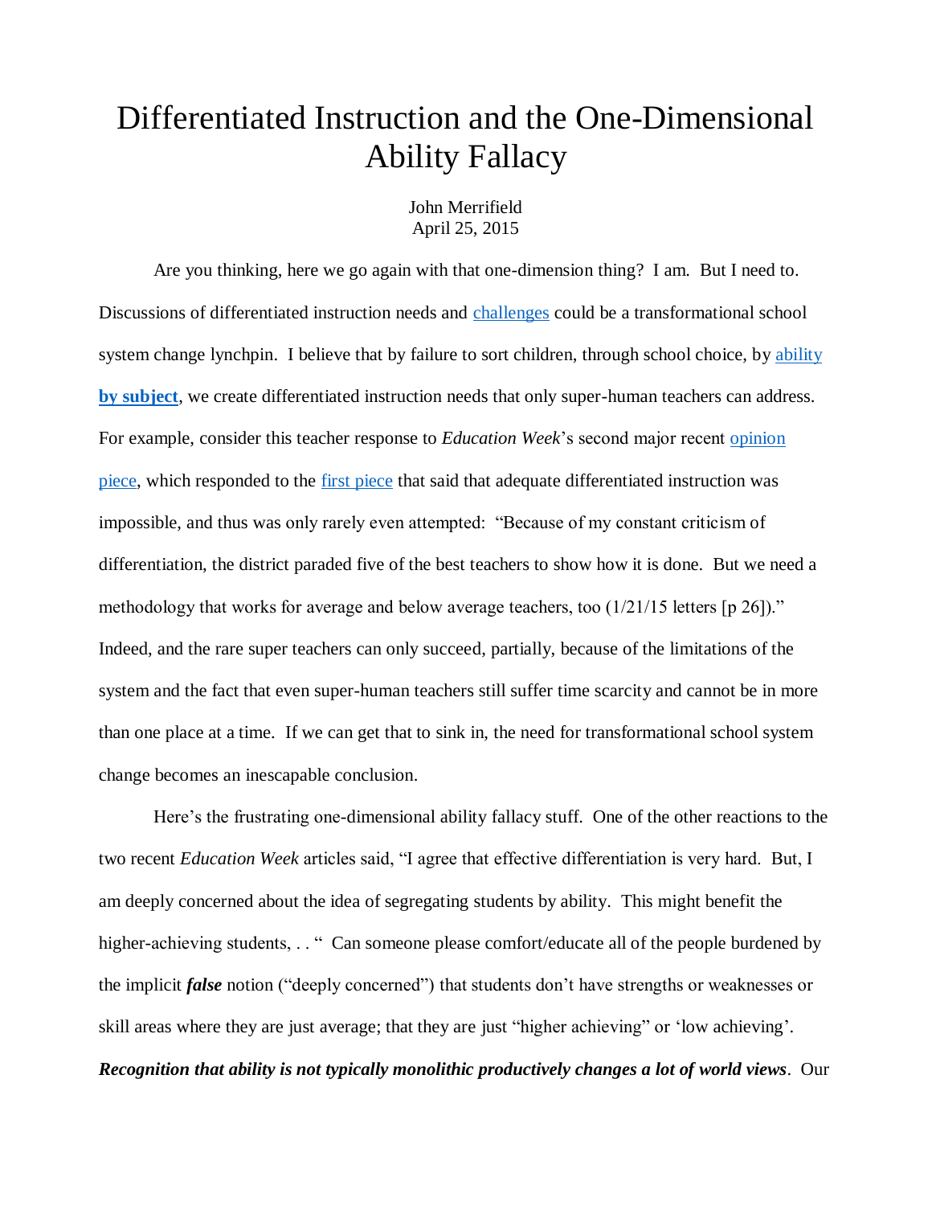# Differentiated Instruction and the One-Dimensional Ability Fallacy

John Merrifield
April 25, 2015

Are you thinking, here we go again with that one-dimension thing? I am. But I need to. Discussions of differentiated instruction needs and challenges could be a transformational school system change lynchpin. I believe that by failure to sort children, through school choice, by ability **by subject**, we create differentiated instruction needs that only super-human teachers can address. For example, consider this teacher response to *Education Week*'s second major recent opinion piece, which responded to the first piece that said that adequate differentiated instruction was impossible, and thus was only rarely even attempted: "Because of my constant criticism of differentiation, the district paraded five of the best teachers to show how it is done. But we need a methodology that works for average and below average teachers, too (1/21/15 letters [p 26])." Indeed, and the rare super teachers can only succeed, partially, because of the limitations of the system and the fact that even super-human teachers still suffer time scarcity and cannot be in more than one place at a time. If we can get that to sink in, the need for transformational school system change becomes an inescapable conclusion.

Here's the frustrating one-dimensional ability fallacy stuff. One of the other reactions to the two recent *Education Week* articles said, "I agree that effective differentiation is very hard. But, I am deeply concerned about the idea of segregating students by ability. This might benefit the higher-achieving students, . . " Can someone please comfort/educate all of the people burdened by the implicit ***false*** notion ("deeply concerned") that students don't have strengths or weaknesses or skill areas where they are just average; that they are just "higher achieving" or 'low achieving'. ***Recognition that ability is not typically monolithic productively changes a lot of world views***. Our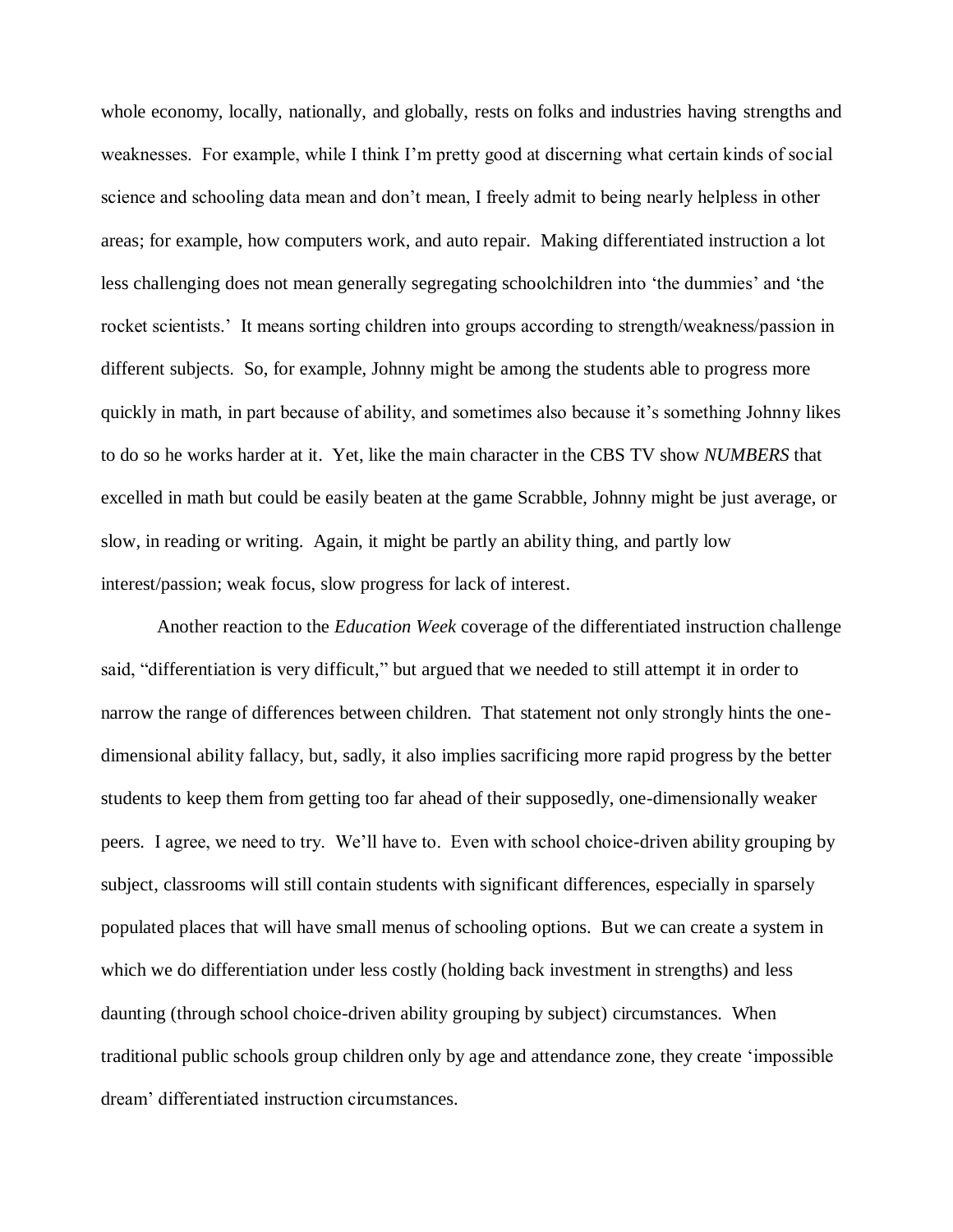whole economy, locally, nationally, and globally, rests on folks and industries having strengths and weaknesses. For example, while I think I'm pretty good at discerning what certain kinds of social science and schooling data mean and don't mean, I freely admit to being nearly helpless in other areas; for example, how computers work, and auto repair. Making differentiated instruction a lot less challenging does not mean generally segregating schoolchildren into 'the dummies' and 'the rocket scientists.' It means sorting children into groups according to strength/weakness/passion in different subjects. So, for example, Johnny might be among the students able to progress more quickly in math, in part because of ability, and sometimes also because it's something Johnny likes to do so he works harder at it. Yet, like the main character in the CBS TV show *NUMBERS* that excelled in math but could be easily beaten at the game Scrabble, Johnny might be just average, or slow, in reading or writing. Again, it might be partly an ability thing, and partly low interest/passion; weak focus, slow progress for lack of interest.

Another reaction to the *Education Week* coverage of the differentiated instruction challenge said, "differentiation is very difficult," but argued that we needed to still attempt it in order to narrow the range of differences between children. That statement not only strongly hints the one-dimensional ability fallacy, but, sadly, it also implies sacrificing more rapid progress by the better students to keep them from getting too far ahead of their supposedly, one-dimensionally weaker peers. I agree, we need to try. We'll have to. Even with school choice-driven ability grouping by subject, classrooms will still contain students with significant differences, especially in sparsely populated places that will have small menus of schooling options. But we can create a system in which we do differentiation under less costly (holding back investment in strengths) and less daunting (through school choice-driven ability grouping by subject) circumstances. When traditional public schools group children only by age and attendance zone, they create 'impossible dream' differentiated instruction circumstances.